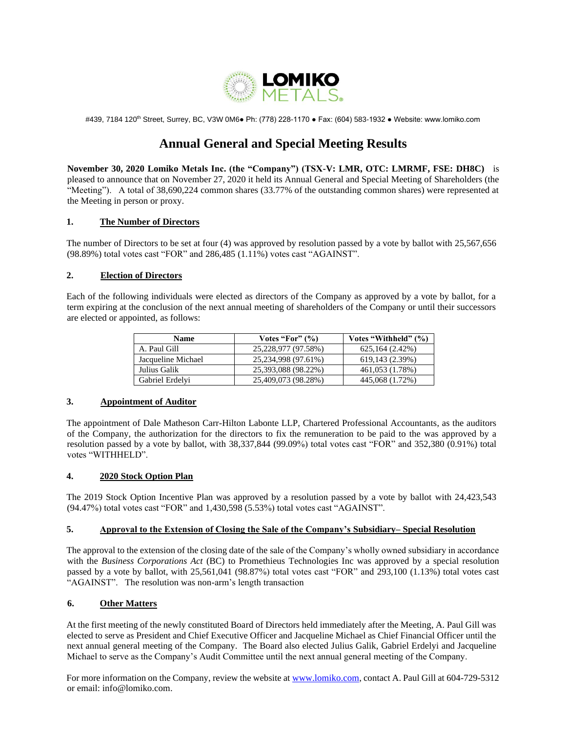LOMIKO METALS

#439, 7184 120th Street, Surrey, BC, V3W 0M6● Ph: (778) 228-1170 ● Fax: (604) 583-1932 ● Website: www.lomiko.com

# Annual General and Special Meeting Results

**November 30, 2020 Lomiko Metals Inc. (the "Company") (TSX-V: LMR, OTC: LMRMF, FSE: DH8C)** is pleased to announce that on November 27, 2020 it held its Annual General and Special Meeting of Shareholders (the "Meeting"). A total of 38,690,224 common shares (33.77% of the outstanding common shares) were represented at the Meeting in person or proxy.

## 1. The Number of Directors

The number of Directors to be set at four (4) was approved by resolution passed by a vote by ballot with 25,567,656 (98.89%) total votes cast "FOR" and 286,485 (1.11%) votes cast "AGAINST".

## 2. Election of Directors

Each of the following individuals were elected as directors of the Company as approved by a vote by ballot, for a term expiring at the conclusion of the next annual meeting of shareholders of the Company or until their successors are elected or appointed, as follows:

| Name | Votes "For" (%) | Votes "Withheld" (%) |
|---|---|---|
| A. Paul Gill | 25,228,977 (97.58%) | 625,164 (2.42%) |
| Jacqueline Michael | 25,234,998 (97.61%) | 619,143 (2.39%) |
| Julius Galik | 25,393,088 (98.22%) | 461,053 (1.78%) |
| Gabriel Erdelyi | 25,409,073 (98.28%) | 445,068 (1.72%) |

## 3. Appointment of Auditor

The appointment of Dale Matheson Carr-Hilton Labonte LLP, Chartered Professional Accountants, as the auditors of the Company, the authorization for the directors to fix the remuneration to be paid to the was approved by a resolution passed by a vote by ballot, with 38,337,844 (99.09%) total votes cast "FOR" and 352,380 (0.91%) total votes "WITHHELD".

## 4. 2020 Stock Option Plan

The 2019 Stock Option Incentive Plan was approved by a resolution passed by a vote by ballot with 24,423,543 (94.47%) total votes cast "FOR" and 1,430,598 (5.53%) total votes cast "AGAINST".

## 5. Approval to the Extension of Closing the Sale of the Company's Subsidiary– Special Resolution

The approval to the extension of the closing date of the sale of the Company's wholly owned subsidiary in accordance with the *Business Corporations Act* (BC) to Promethieus Technologies Inc was approved by a special resolution passed by a vote by ballot, with 25,561,041 (98.87%) total votes cast "FOR" and 293,100 (1.13%) total votes cast "AGAINST". The resolution was non-arm's length transaction

## 6. Other Matters

At the first meeting of the newly constituted Board of Directors held immediately after the Meeting, A. Paul Gill was elected to serve as President and Chief Executive Officer and Jacqueline Michael as Chief Financial Officer until the next annual general meeting of the Company. The Board also elected Julius Galik, Gabriel Erdelyi and Jacqueline Michael to serve as the Company's Audit Committee until the next annual general meeting of the Company.

For more information on the Company, review the website at www.lomiko.com, contact A. Paul Gill at 604-729-5312 or email: info@lomiko.com.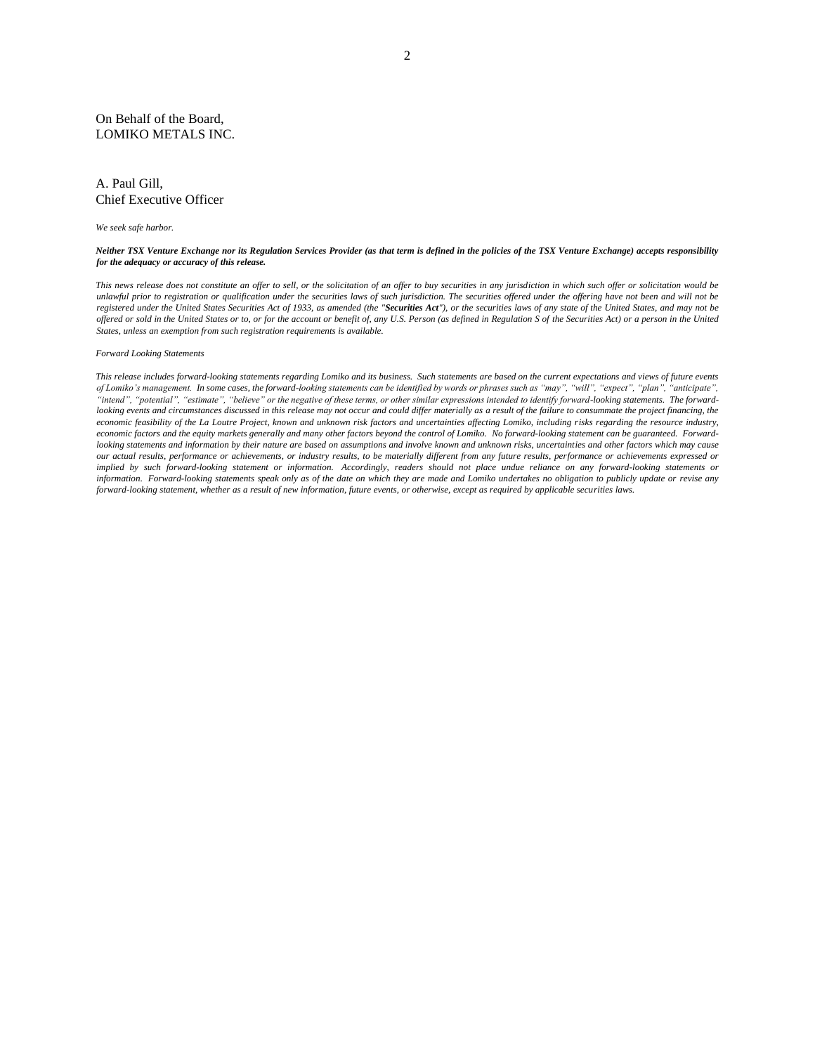On Behalf of the Board,
LOMIKO METALS INC.

A. Paul Gill,
Chief Executive Officer

*We seek safe harbor.*

***Neither TSX Venture Exchange nor its Regulation Services Provider (as that term is defined in the policies of the TSX Venture Exchange) accepts responsibility for the adequacy or accuracy of this release.***

*This news release does not constitute an offer to sell, or the solicitation of an offer to buy securities in any jurisdiction in which such offer or solicitation would be unlawful prior to registration or qualification under the securities laws of such jurisdiction. The securities offered under the offering have not been and will not be registered under the United States Securities Act of 1933, as amended (the "**Securities Act**"), or the securities laws of any state of the United States, and may not be offered or sold in the United States or to, or for the account or benefit of, any U.S. Person (as defined in Regulation S of the Securities Act) or a person in the United States, unless an exemption from such registration requirements is available.*

*Forward Looking Statements*

*This release includes forward-looking statements regarding Lomiko and its business. Such statements are based on the current expectations and views of future events of Lomiko's management. In some cases, the forward-looking statements can be identified by words or phrases such as "may", "will", "expect", "plan", "anticipate", "intend", "potential", "estimate", "believe" or the negative of these terms, or other similar expressions intended to identify forward-looking statements. The forward-looking events and circumstances discussed in this release may not occur and could differ materially as a result of the failure to consummate the project financing, the economic feasibility of the La Loutre Project, known and unknown risk factors and uncertainties affecting Lomiko, including risks regarding the resource industry, economic factors and the equity markets generally and many other factors beyond the control of Lomiko. No forward-looking statement can be guaranteed. Forward-looking statements and information by their nature are based on assumptions and involve known and unknown risks, uncertainties and other factors which may cause our actual results, performance or achievements, or industry results, to be materially different from any future results, performance or achievements expressed or implied by such forward-looking statement or information. Accordingly, readers should not place undue reliance on any forward-looking statements or information. Forward-looking statements speak only as of the date on which they are made and Lomiko undertakes no obligation to publicly update or revise any forward-looking statement, whether as a result of new information, future events, or otherwise, except as required by applicable securities laws.*